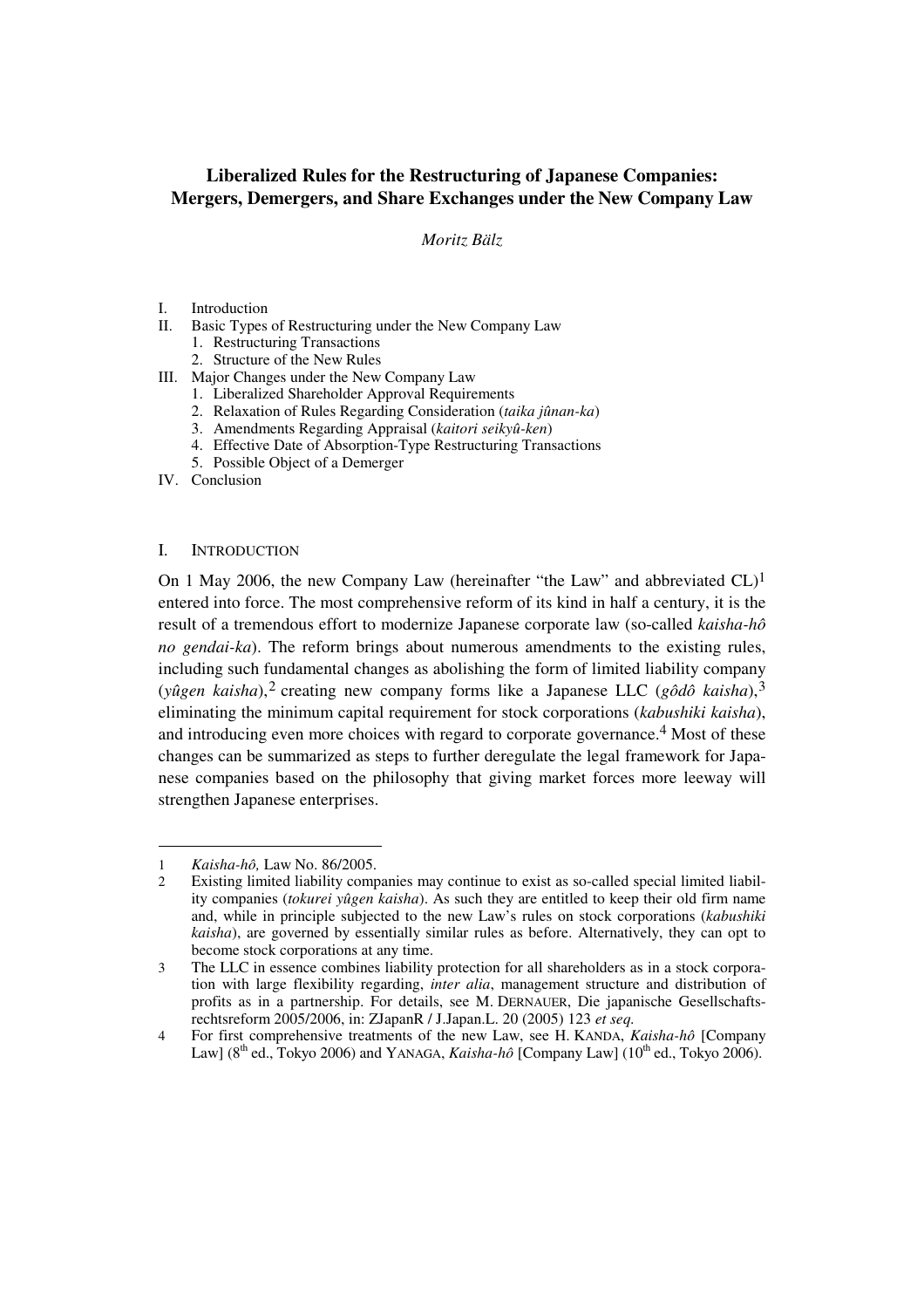# Liberalized Rules for the Restructuring of Japanese Companies: Mergers, Demergers, and Share Exchanges under the New Company Law

*Moritz Bälz*

I. Introduction
II. Basic Types of Restructuring under the New Company Law
   1. Restructuring Transactions
   2. Structure of the New Rules
III. Major Changes under the New Company Law
   1. Liberalized Shareholder Approval Requirements
   2. Relaxation of Rules Regarding Consideration (*taika jûnan-ka*)
   3. Amendments Regarding Appraisal (*kaitori seikyû-ken*)
   4. Effective Date of Absorption-Type Restructuring Transactions
   5. Possible Object of a Demerger
IV. Conclusion

## I. INTRODUCTION

On 1 May 2006, the new Company Law (hereinafter "the Law" and abbreviated CL)[1] entered into force. The most comprehensive reform of its kind in half a century, it is the result of a tremendous effort to modernize Japanese corporate law (so-called *kaisha-hô no gendai-ka*). The reform brings about numerous amendments to the existing rules, including such fundamental changes as abolishing the form of limited liability company (*yûgen kaisha*),[2] creating new company forms like a Japanese LLC (*gôdô kaisha*),[3] eliminating the minimum capital requirement for stock corporations (*kabushiki kaisha*), and introducing even more choices with regard to corporate governance.[4] Most of these changes can be summarized as steps to further deregulate the legal framework for Japanese companies based on the philosophy that giving market forces more leeway will strengthen Japanese enterprises.

---

1 *Kaisha-hô,* Law No. 86/2005.

2 Existing limited liability companies may continue to exist as so-called special limited liability companies (*tokurei yûgen kaisha*). As such they are entitled to keep their old firm name and, while in principle subjected to the new Law's rules on stock corporations (*kabushiki kaisha*), are governed by essentially similar rules as before. Alternatively, they can opt to become stock corporations at any time.

3 The LLC in essence combines liability protection for all shareholders as in a stock corporation with large flexibility regarding, *inter alia*, management structure and distribution of profits as in a partnership. For details, see M. DERNAUER, Die japanische Gesellschaftsrechtsreform 2005/2006, in: ZJapanR / J.Japan.L. 20 (2005) 123 *et seq.*

4 For first comprehensive treatments of the new Law, see H. KANDA, *Kaisha-hô* [Company Law] (8th ed., Tokyo 2006) and YANAGA, *Kaisha-hô* [Company Law] (10th ed., Tokyo 2006).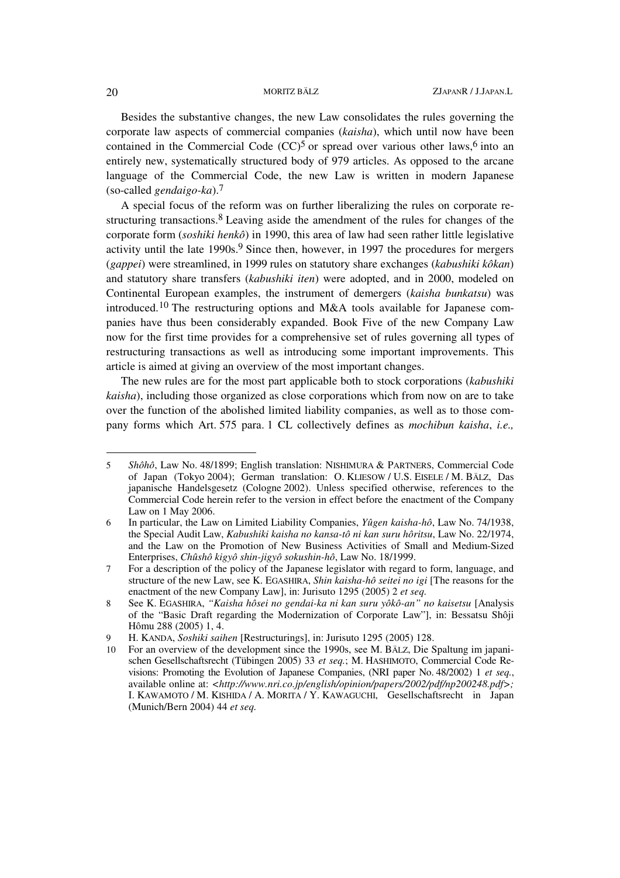Besides the substantive changes, the new Law consolidates the rules governing the corporate law aspects of commercial companies (*kaisha*), which until now have been contained in the Commercial Code (CC)[5] or spread over various other laws,[6] into an entirely new, systematically structured body of 979 articles. As opposed to the arcane language of the Commercial Code, the new Law is written in modern Japanese (so-called *gendaigo-ka*).[7]

A special focus of the reform was on further liberalizing the rules on corporate restructuring transactions.[8] Leaving aside the amendment of the rules for changes of the corporate form (*soshiki henkô*) in 1990, this area of law had seen rather little legislative activity until the late 1990s.[9] Since then, however, in 1997 the procedures for mergers (*gappei*) were streamlined, in 1999 rules on statutory share exchanges (*kabushiki kôkan*) and statutory share transfers (*kabushiki iten*) were adopted, and in 2000, modeled on Continental European examples, the instrument of demergers (*kaisha bunkatsu*) was introduced.[10] The restructuring options and M&A tools available for Japanese companies have thus been considerably expanded. Book Five of the new Company Law now for the first time provides for a comprehensive set of rules governing all types of restructuring transactions as well as introducing some important improvements. This article is aimed at giving an overview of the most important changes.

The new rules are for the most part applicable both to stock corporations (*kabushiki kaisha*), including those organized as close corporations which from now on are to take over the function of the abolished limited liability companies, as well as to those company forms which Art. 575 para. 1 CL collectively defines as *mochibun kaisha*, *i.e.,*

---

5 *Shôhô*, Law No. 48/1899; English translation: NISHIMURA & PARTNERS, Commercial Code of Japan (Tokyo 2004); German translation: O. KLIESOW / U.S. EISELE / M. BÄLZ, Das japanische Handelsgesetz (Cologne 2002). Unless specified otherwise, references to the Commercial Code herein refer to the version in effect before the enactment of the Company Law on 1 May 2006.

6 In particular, the Law on Limited Liability Companies, *Yûgen kaisha-hô*, Law No. 74/1938, the Special Audit Law, *Kabushiki kaisha no kansa-tô ni kan suru hôritsu*, Law No. 22/1974, and the Law on the Promotion of New Business Activities of Small and Medium-Sized Enterprises, *Chûshô kigyô shin-jigyô sokushin-hô*, Law No. 18/1999.

7 For a description of the policy of the Japanese legislator with regard to form, language, and structure of the new Law, see K. EGASHIRA, *Shin kaisha-hô seitei no igi* [The reasons for the enactment of the new Company Law], in: Jurisuto 1295 (2005) 2 *et seq.*

8 See K. EGASHIRA, *"Kaisha hôsei no gendai-ka ni kan suru yôkô-an" no kaisetsu* [Analysis of the "Basic Draft regarding the Modernization of Corporate Law"], in: Bessatsu Shôji Hômu 288 (2005) 1, 4.

9 H. KANDA, *Soshiki saihen* [Restructurings], in: Jurisuto 1295 (2005) 128.

10 For an overview of the development since the 1990s, see M. BÄLZ, Die Spaltung im japanischen Gesellschaftsrecht (Tübingen 2005) 33 *et seq.*; M. HASHIMOTO, Commercial Code Revisions: Promoting the Evolution of Japanese Companies, (NRI paper No. 48/2002) 1 *et seq.*, available online at: <*http://www.nri.co.jp/english/opinion/papers/2002/pdf/np200248.pdf*>; I. KAWAMOTO / M. KISHIDA / A. MORITA / Y. KAWAGUCHI, Gesellschaftsrecht in Japan (Munich/Bern 2004) 44 *et seq.*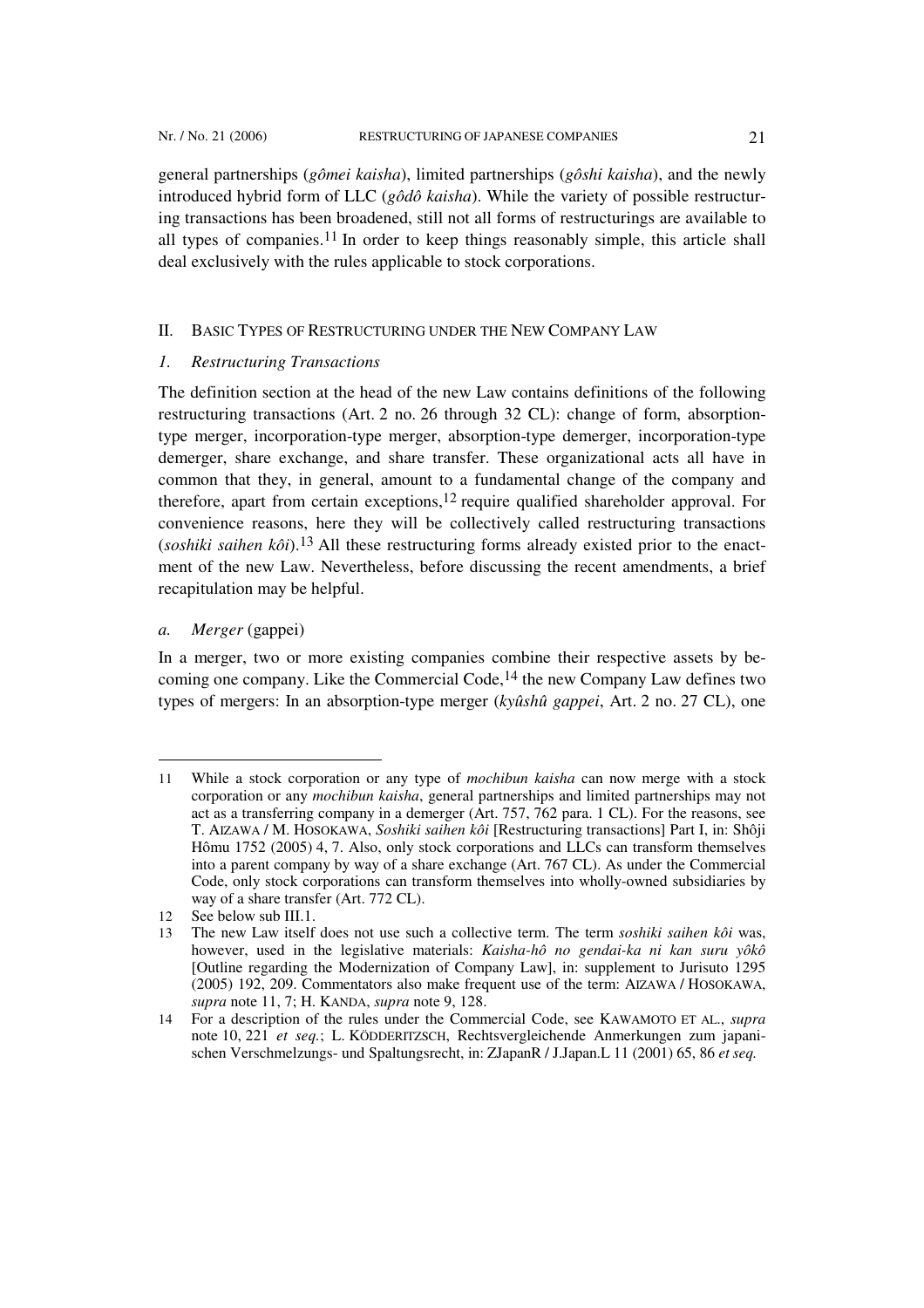general partnerships (*gômei kaisha*), limited partnerships (*gôshi kaisha*), and the newly introduced hybrid form of LLC (*gôdô kaisha*). While the variety of possible restructuring transactions has been broadened, still not all forms of restructurings are available to all types of companies.[11] In order to keep things reasonably simple, this article shall deal exclusively with the rules applicable to stock corporations.

## II. BASIC TYPES OF RESTRUCTURING UNDER THE NEW COMPANY LAW

### *1. Restructuring Transactions*

The definition section at the head of the new Law contains definitions of the following restructuring transactions (Art. 2 no. 26 through 32 CL): change of form, absorption-type merger, incorporation-type merger, absorption-type demerger, incorporation-type demerger, share exchange, and share transfer. These organizational acts all have in common that they, in general, amount to a fundamental change of the company and therefore, apart from certain exceptions,[12] require qualified shareholder approval. For convenience reasons, here they will be collectively called restructuring transactions (*soshiki saihen kôi*).[13] All these restructuring forms already existed prior to the enactment of the new Law. Nevertheless, before discussing the recent amendments, a brief recapitulation may be helpful.

#### *a. Merger* (gappei)

In a merger, two or more existing companies combine their respective assets by becoming one company. Like the Commercial Code,[14] the new Company Law defines two types of mergers: In an absorption-type merger (*kyûshû gappei*, Art. 2 no. 27 CL), one

---

11 While a stock corporation or any type of *mochibun kaisha* can now merge with a stock corporation or any *mochibun kaisha*, general partnerships and limited partnerships may not act as a transferring company in a demerger (Art. 757, 762 para. 1 CL). For the reasons, see T. AIZAWA / M. HOSOKAWA, *Soshiki saihen kôi* [Restructuring transactions] Part I, in: Shôji Hômu 1752 (2005) 4, 7. Also, only stock corporations and LLCs can transform themselves into a parent company by way of a share exchange (Art. 767 CL). As under the Commercial Code, only stock corporations can transform themselves into wholly-owned subsidiaries by way of a share transfer (Art. 772 CL).

12 See below sub III.1.

13 The new Law itself does not use such a collective term. The term *soshiki saihen kôi* was, however, used in the legislative materials: *Kaisha-hô no gendai-ka ni kan suru yôkô* [Outline regarding the Modernization of Company Law], in: supplement to Jurisuto 1295 (2005) 192, 209. Commentators also make frequent use of the term: AIZAWA / HOSOKAWA, *supra* note 11, 7; H. KANDA, *supra* note 9, 128.

14 For a description of the rules under the Commercial Code, see KAWAMOTO ET AL., *supra* note 10, 221 *et seq.*; L. KÖDDERITZSCH, Rechtsvergleichende Anmerkungen zum japanischen Verschmelzungs- und Spaltungsrecht, in: ZJapanR / J.Japan.L 11 (2001) 65, 86 *et seq.*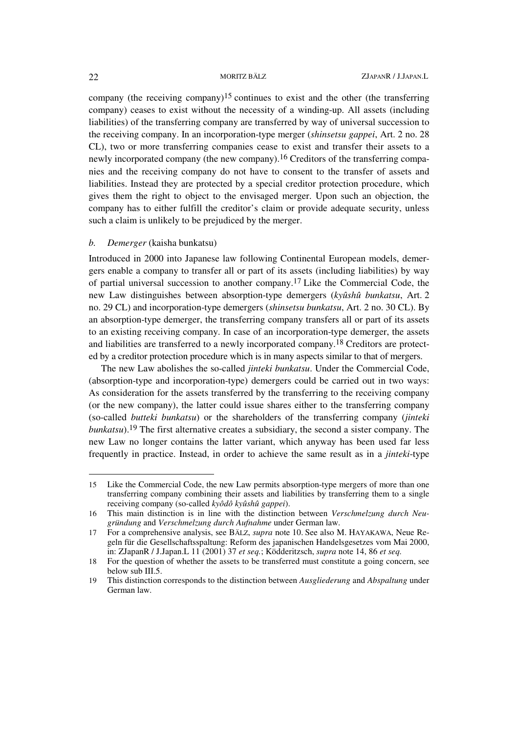company (the receiving company)[15] continues to exist and the other (the transferring company) ceases to exist without the necessity of a winding-up. All assets (including liabilities) of the transferring company are transferred by way of universal succession to the receiving company. In an incorporation-type merger (*shinsetsu gappei*, Art. 2 no. 28 CL), two or more transferring companies cease to exist and transfer their assets to a newly incorporated company (the new company).[16] Creditors of the transferring companies and the receiving company do not have to consent to the transfer of assets and liabilities. Instead they are protected by a special creditor protection procedure, which gives them the right to object to the envisaged merger. Upon such an objection, the company has to either fulfill the creditor's claim or provide adequate security, unless such a claim is unlikely to be prejudiced by the merger.

#### *b. Demerger* (kaisha bunkatsu)

Introduced in 2000 into Japanese law following Continental European models, demergers enable a company to transfer all or part of its assets (including liabilities) by way of partial universal succession to another company.[17] Like the Commercial Code, the new Law distinguishes between absorption-type demergers (*kyûshû bunkatsu*, Art. 2 no. 29 CL) and incorporation-type demergers (*shinsetsu bunkatsu*, Art. 2 no. 30 CL). By an absorption-type demerger, the transferring company transfers all or part of its assets to an existing receiving company. In case of an incorporation-type demerger, the assets and liabilities are transferred to a newly incorporated company.[18] Creditors are protected by a creditor protection procedure which is in many aspects similar to that of mergers.

The new Law abolishes the so-called *jinteki bunkatsu*. Under the Commercial Code, (absorption-type and incorporation-type) demergers could be carried out in two ways: As consideration for the assets transferred by the transferring to the receiving company (or the new company), the latter could issue shares either to the transferring company (so-called *butteki bunkatsu*) or the shareholders of the transferring company (*jinteki bunkatsu*).[19] The first alternative creates a subsidiary, the second a sister company. The new Law no longer contains the latter variant, which anyway has been used far less frequently in practice. Instead, in order to achieve the same result as in a *jinteki*-type

---

15 Like the Commercial Code, the new Law permits absorption-type mergers of more than one transferring company combining their assets and liabilities by transferring them to a single receiving company (so-called *kyôdô kyûshû gappei*).

16 This main distinction is in line with the distinction between *Verschmelzung durch Neugründung* and *Verschmelzung durch Aufnahme* under German law.

17 For a comprehensive analysis, see BÄLZ, *supra* note 10. See also M. HAYAKAWA, Neue Regeln für die Gesellschaftsspaltung: Reform des japanischen Handelsgesetzes vom Mai 2000, in: ZJapanR / J.Japan.L 11 (2001) 37 *et seq.*;Ködderitzsch, *supra* note 14, 86 *et seq.*

18 For the question of whether the assets to be transferred must constitute a going concern, see below sub III.5.

19 This distinction corresponds to the distinction between *Ausgliederung* and *Abspaltung* under German law.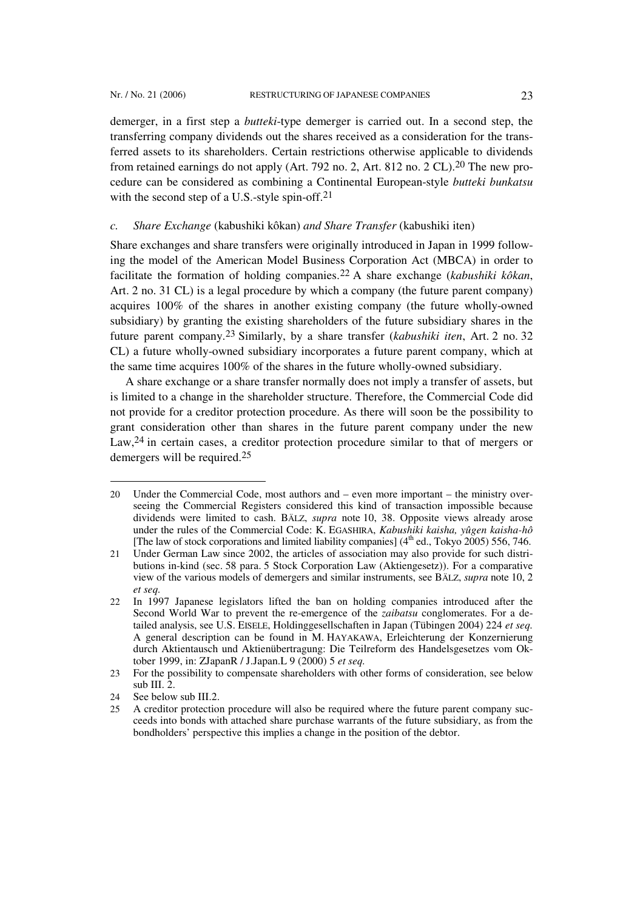demerger, in a first step a *butteki*-type demerger is carried out. In a second step, the transferring company dividends out the shares received as a consideration for the transferred assets to its shareholders. Certain restrictions otherwise applicable to dividends from retained earnings do not apply (Art. 792 no. 2, Art. 812 no. 2 CL).[20] The new procedure can be considered as combining a Continental European-style *butteki bunkatsu* with the second step of a U.S.-style spin-off.[21]

### *c. Share Exchange* (kabushiki kôkan) *and Share Transfer* (kabushiki iten)

Share exchanges and share transfers were originally introduced in Japan in 1999 following the model of the American Model Business Corporation Act (MBCA) in order to facilitate the formation of holding companies.[22] A share exchange (*kabushiki kôkan*, Art. 2 no. 31 CL) is a legal procedure by which a company (the future parent company) acquires 100% of the shares in another existing company (the future wholly-owned subsidiary) by granting the existing shareholders of the future subsidiary shares in the future parent company.[23] Similarly, by a share transfer (*kabushiki iten*, Art. 2 no. 32 CL) a future wholly-owned subsidiary incorporates a future parent company, which at the same time acquires 100% of the shares in the future wholly-owned subsidiary.

A share exchange or a share transfer normally does not imply a transfer of assets, but is limited to a change in the shareholder structure. Therefore, the Commercial Code did not provide for a creditor protection procedure. As there will soon be the possibility to grant consideration other than shares in the future parent company under the new Law,[24] in certain cases, a creditor protection procedure similar to that of mergers or demergers will be required.[25]

---

20 Under the Commercial Code, most authors and – even more important – the ministry overseeing the Commercial Registers considered this kind of transaction impossible because dividends were limited to cash. BÄLZ, *supra* note 10, 38. Opposite views already arose under the rules of the Commercial Code: K. EGASHIRA, *Kabushiki kaisha, yûgen kaisha-hô* [The law of stock corporations and limited liability companies] (4th ed., Tokyo 2005) 556, 746.

21 Under German Law since 2002, the articles of association may also provide for such distributions in-kind (sec. 58 para. 5 Stock Corporation Law (Aktiengesetz)). For a comparative view of the various models of demergers and similar instruments, see BÄLZ, *supra* note 10, 2 *et seq.*

22 In 1997 Japanese legislators lifted the ban on holding companies introduced after the Second World War to prevent the re-emergence of the *zaibatsu* conglomerates. For a detailed analysis, see U.S. EISELE, Holdinggesellschaften in Japan (Tübingen 2004) 224 *et seq.* A general description can be found in M. HAYAKAWA, Erleichterung der Konzernierung durch Aktientausch und Aktienübertragung: Die Teilreform des Handelsgesetzes vom Oktober 1999, in: ZJapanR / J.Japan.L 9 (2000) 5 *et seq.*

23 For the possibility to compensate shareholders with other forms of consideration, see below sub III. 2.

24 See below sub III.2.

25 A creditor protection procedure will also be required where the future parent company succeeds into bonds with attached share purchase warrants of the future subsidiary, as from the bondholders' perspective this implies a change in the position of the debtor.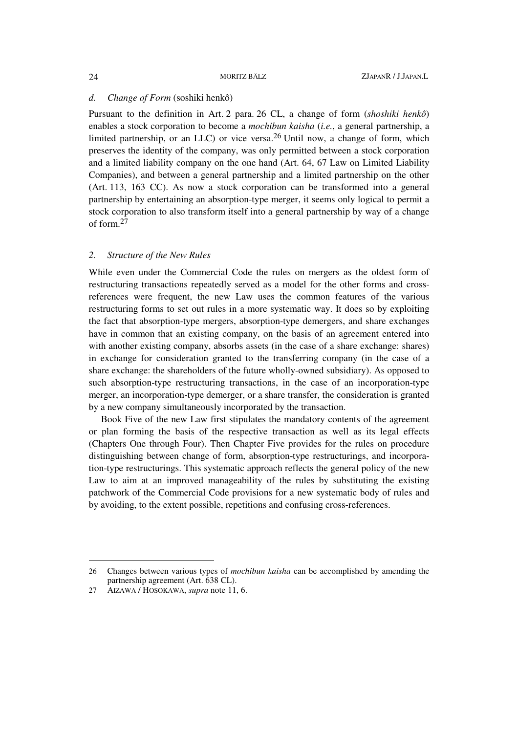### d. *Change of Form* (soshiki henkô)

Pursuant to the definition in Art. 2 para. 26 CL, a change of form (*shoshiki henkô*) enables a stock corporation to become a *mochibun kaisha* (*i.e.*, a general partnership, a limited partnership, or an LLC) or vice versa.[26] Until now, a change of form, which preserves the identity of the company, was only permitted between a stock corporation and a limited liability company on the one hand (Art. 64, 67 Law on Limited Liability Companies), and between a general partnership and a limited partnership on the other (Art. 113, 163 CC). As now a stock corporation can be transformed into a general partnership by entertaining an absorption-type merger, it seems only logical to permit a stock corporation to also transform itself into a general partnership by way of a change of form.[27]

### 2. *Structure of the New Rules*

While even under the Commercial Code the rules on mergers as the oldest form of restructuring transactions repeatedly served as a model for the other forms and cross-references were frequent, the new Law uses the common features of the various restructuring forms to set out rules in a more systematic way. It does so by exploiting the fact that absorption-type mergers, absorption-type demergers, and share exchanges have in common that an existing company, on the basis of an agreement entered into with another existing company, absorbs assets (in the case of a share exchange: shares) in exchange for consideration granted to the transferring company (in the case of a share exchange: the shareholders of the future wholly-owned subsidiary). As opposed to such absorption-type restructuring transactions, in the case of an incorporation-type merger, an incorporation-type demerger, or a share transfer, the consideration is granted by a new company simultaneously incorporated by the transaction.

Book Five of the new Law first stipulates the mandatory contents of the agreement or plan forming the basis of the respective transaction as well as its legal effects (Chapters One through Four). Then Chapter Five provides for the rules on procedure distinguishing between change of form, absorption-type restructurings, and incorporation-type restructurings. This systematic approach reflects the general policy of the new Law to aim at an improved manageability of the rules by substituting the existing patchwork of the Commercial Code provisions for a new systematic body of rules and by avoiding, to the extent possible, repetitions and confusing cross-references.

---

26 Changes between various types of *mochibun kaisha* can be accomplished by amending the partnership agreement (Art. 638 CL).

27 AIZAWA / HOSOKAWA, *supra* note 11, 6.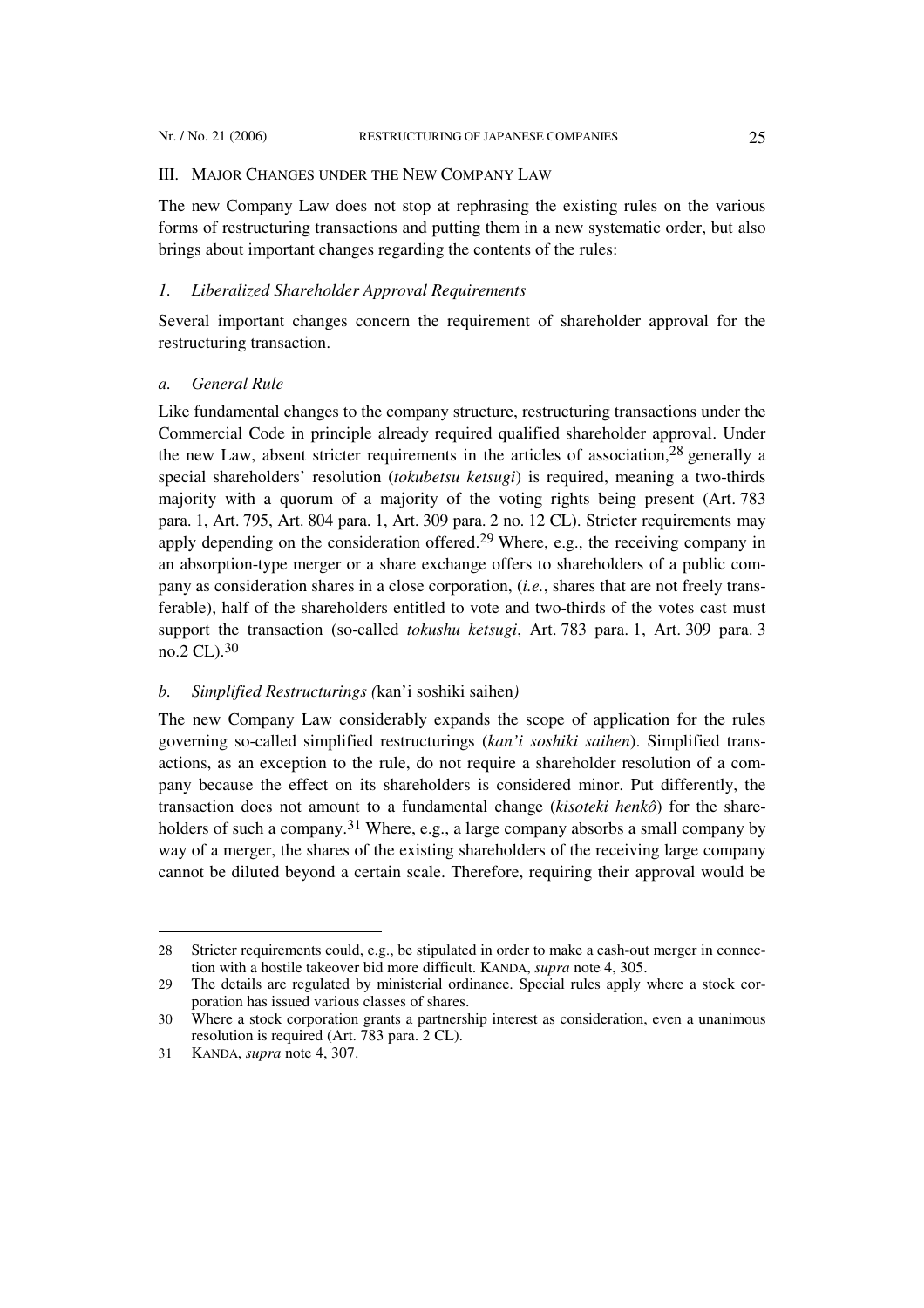## III. Major Changes under the New Company Law

The new Company Law does not stop at rephrasing the existing rules on the various forms of restructuring transactions and putting them in a new systematic order, but also brings about important changes regarding the contents of the rules:

### *1. Liberalized Shareholder Approval Requirements*

Several important changes concern the requirement of shareholder approval for the restructuring transaction.

#### *a. General Rule*

Like fundamental changes to the company structure, restructuring transactions under the Commercial Code in principle already required qualified shareholder approval. Under the new Law, absent stricter requirements in the articles of association,[28] generally a special shareholders' resolution (*tokubetsu ketsugi*) is required, meaning a two-thirds majority with a quorum of a majority of the voting rights being present (Art. 783 para. 1, Art. 795, Art. 804 para. 1, Art. 309 para. 2 no. 12 CL). Stricter requirements may apply depending on the consideration offered.[29] Where, e.g., the receiving company in an absorption-type merger or a share exchange offers to shareholders of a public company as consideration shares in a close corporation, (*i.e.*, shares that are not freely transferable), half of the shareholders entitled to vote and two-thirds of the votes cast must support the transaction (so-called *tokushu ketsugi*, Art. 783 para. 1, Art. 309 para. 3 no.2 CL).[30]

#### *b. Simplified Restructurings (*kan'i soshiki saihen*)*

The new Company Law considerably expands the scope of application for the rules governing so-called simplified restructurings (*kan'i soshiki saihen*). Simplified transactions, as an exception to the rule, do not require a shareholder resolution of a company because the effect on its shareholders is considered minor. Put differently, the transaction does not amount to a fundamental change (*kisoteki henkô*) for the shareholders of such a company.[31] Where, e.g., a large company absorbs a small company by way of a merger, the shares of the existing shareholders of the receiving large company cannot be diluted beyond a certain scale. Therefore, requiring their approval would be

---

28 Stricter requirements could, e.g., be stipulated in order to make a cash-out merger in connection with a hostile takeover bid more difficult. KANDA, *supra* note 4, 305.

29 The details are regulated by ministerial ordinance. Special rules apply where a stock corporation has issued various classes of shares.

30 Where a stock corporation grants a partnership interest as consideration, even a unanimous resolution is required (Art. 783 para. 2 CL).

31 KANDA, *supra* note 4, 307.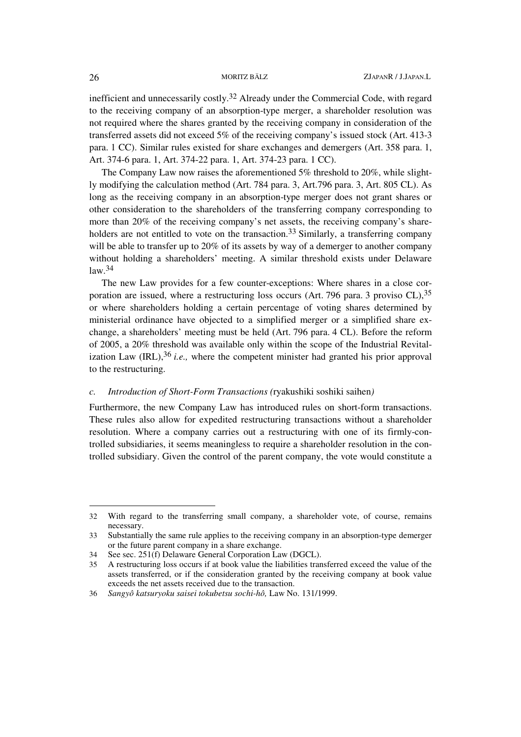inefficient and unnecessarily costly.[32] Already under the Commercial Code, with regard to the receiving company of an absorption-type merger, a shareholder resolution was not required where the shares granted by the receiving company in consideration of the transferred assets did not exceed 5% of the receiving company's issued stock (Art. 413-3 para. 1 CC). Similar rules existed for share exchanges and demergers (Art. 358 para. 1, Art. 374-6 para. 1, Art. 374-22 para. 1, Art. 374-23 para. 1 CC).

The Company Law now raises the aforementioned 5% threshold to 20%, while slightly modifying the calculation method (Art. 784 para. 3, Art.796 para. 3, Art. 805 CL). As long as the receiving company in an absorption-type merger does not grant shares or other consideration to the shareholders of the transferring company corresponding to more than 20% of the receiving company's net assets, the receiving company's shareholders are not entitled to vote on the transaction.[33] Similarly, a transferring company will be able to transfer up to 20% of its assets by way of a demerger to another company without holding a shareholders' meeting. A similar threshold exists under Delaware law.[34]

The new Law provides for a few counter-exceptions: Where shares in a close corporation are issued, where a restructuring loss occurs (Art. 796 para. 3 proviso CL),[35] or where shareholders holding a certain percentage of voting shares determined by ministerial ordinance have objected to a simplified merger or a simplified share exchange, a shareholders' meeting must be held (Art. 796 para. 4 CL). Before the reform of 2005, a 20% threshold was available only within the scope of the Industrial Revitalization Law (IRL),[36] *i.e.,* where the competent minister had granted his prior approval to the restructuring.

### c. *Introduction of Short-Form Transactions (*ryakushiki soshiki saihen*)*

Furthermore, the new Company Law has introduced rules on short-form transactions. These rules also allow for expedited restructuring transactions without a shareholder resolution. Where a company carries out a restructuring with one of its firmly-controlled subsidiaries, it seems meaningless to require a shareholder resolution in the controlled subsidiary. Given the control of the parent company, the vote would constitute a

---

32 With regard to the transferring small company, a shareholder vote, of course, remains necessary.

33 Substantially the same rule applies to the receiving company in an absorption-type demerger or the future parent company in a share exchange.

34 See sec. 251(f) Delaware General Corporation Law (DGCL).

35 A restructuring loss occurs if at book value the liabilities transferred exceed the value of the assets transferred, or if the consideration granted by the receiving company at book value exceeds the net assets received due to the transaction.

36 *Sangyô katsuryoku saisei tokubetsu sochi-hô,* Law No. 131/1999.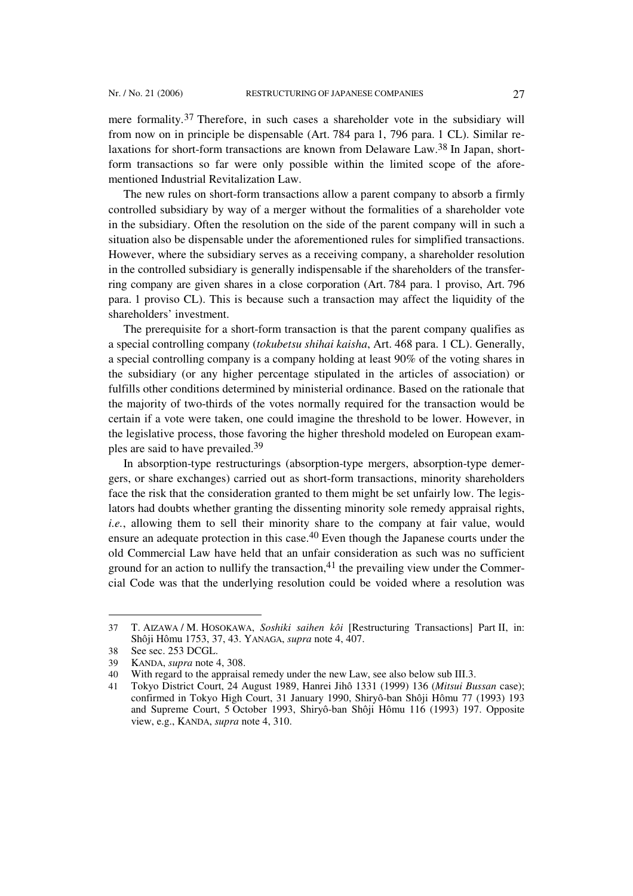mere formality.[37] Therefore, in such cases a shareholder vote in the subsidiary will from now on in principle be dispensable (Art. 784 para 1, 796 para. 1 CL). Similar relaxations for short-form transactions are known from Delaware Law.[38] In Japan, short-form transactions so far were only possible within the limited scope of the aforementioned Industrial Revitalization Law.

The new rules on short-form transactions allow a parent company to absorb a firmly controlled subsidiary by way of a merger without the formalities of a shareholder vote in the subsidiary. Often the resolution on the side of the parent company will in such a situation also be dispensable under the aforementioned rules for simplified transactions. However, where the subsidiary serves as a receiving company, a shareholder resolution in the controlled subsidiary is generally indispensable if the shareholders of the transferring company are given shares in a close corporation (Art. 784 para. 1 proviso, Art. 796 para. 1 proviso CL). This is because such a transaction may affect the liquidity of the shareholders' investment.

The prerequisite for a short-form transaction is that the parent company qualifies as a special controlling company (*tokubetsu shihai kaisha*, Art. 468 para. 1 CL). Generally, a special controlling company is a company holding at least 90% of the voting shares in the subsidiary (or any higher percentage stipulated in the articles of association) or fulfills other conditions determined by ministerial ordinance. Based on the rationale that the majority of two-thirds of the votes normally required for the transaction would be certain if a vote were taken, one could imagine the threshold to be lower. However, in the legislative process, those favoring the higher threshold modeled on European examples are said to have prevailed.[39]

In absorption-type restructurings (absorption-type mergers, absorption-type demergers, or share exchanges) carried out as short-form transactions, minority shareholders face the risk that the consideration granted to them might be set unfairly low. The legislators had doubts whether granting the dissenting minority sole remedy appraisal rights, *i.e.*, allowing them to sell their minority share to the company at fair value, would ensure an adequate protection in this case.[40] Even though the Japanese courts under the old Commercial Law have held that an unfair consideration as such was no sufficient ground for an action to nullify the transaction,[41] the prevailing view under the Commercial Code was that the underlying resolution could be voided where a resolution was

---

37 T. AIZAWA / M. HOSOKAWA, *Soshiki saihen kôi* [Restructuring Transactions] Part II, in: Shôji Hômu 1753, 37, 43. YANAGA, *supra* note 4, 407.

38 See sec. 253 DCGL.

39 KANDA, *supra* note 4, 308.

40 With regard to the appraisal remedy under the new Law, see also below sub III.3.

41 Tokyo District Court, 24 August 1989, Hanrei Jihô 1331 (1999) 136 (*Mitsui Bussan* case); confirmed in Tokyo High Court, 31 January 1990, Shiryô-ban Shôji Hômu 77 (1993) 193 and Supreme Court, 5 October 1993, Shiryô-ban Shôji Hômu 116 (1993) 197. Opposite view, e.g., KANDA, *supra* note 4, 310.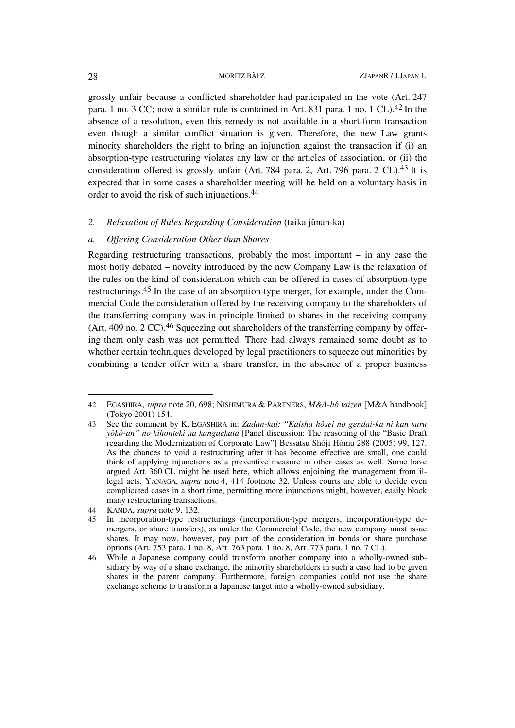grossly unfair because a conflicted shareholder had participated in the vote (Art. 247 para. 1 no. 3 CC; now a similar rule is contained in Art. 831 para. 1 no. 1 CL).[42] In the absence of a resolution, even this remedy is not available in a short-form transaction even though a similar conflict situation is given. Therefore, the new Law grants minority shareholders the right to bring an injunction against the transaction if (i) an absorption-type restructuring violates any law or the articles of association, or (ii) the consideration offered is grossly unfair (Art. 784 para. 2, Art. 796 para. 2 CL).[43] It is expected that in some cases a shareholder meeting will be held on a voluntary basis in order to avoid the risk of such injunctions.[44]

### 2. *Relaxation of Rules Regarding Consideration* (taika jûnan-ka)

#### a. *Offering Consideration Other than Shares*

Regarding restructuring transactions, probably the most important – in any case the most hotly debated – novelty introduced by the new Company Law is the relaxation of the rules on the kind of consideration which can be offered in cases of absorption-type restructurings.[45] In the case of an absorption-type merger, for example, under the Commercial Code the consideration offered by the receiving company to the shareholders of the transferring company was in principle limited to shares in the receiving company (Art. 409 no. 2 CC).[46] Squeezing out shareholders of the transferring company by offering them only cash was not permitted. There had always remained some doubt as to whether certain techniques developed by legal practitioners to squeeze out minorities by combining a tender offer with a share transfer, in the absence of a proper business

---

42 EGASHIRA, *supra* note 20, 698; NISHIMURA & PARTNERS, *M&A-hô taizen* [M&A handbook] (Tokyo 2001) 154.

43 See the comment by K. EGASHIRA in: *Zadan-kai: "Kaisha hôsei no gendai-ka ni kan suru yôkô-an" no kihonteki na kangaekata* [Panel discussion: The reasoning of the "Basic Draft regarding the Modernization of Corporate Law"] Bessatsu Shôji Hômu 288 (2005) 99, 127. As the chances to void a restructuring after it has become effective are small, one could think of applying injunctions as a preventive measure in other cases as well. Some have argued Art. 360 CL might be used here, which allows enjoining the management from illegal acts. YANAGA, *supra* note 4, 414 footnote 32. Unless courts are able to decide even complicated cases in a short time, permitting more injunctions might, however, easily block many restructuring transactions.

44 KANDA, *supra* note 9, 132.

45 In incorporation-type restructurings (incorporation-type mergers, incorporation-type demergers, or share transfers), as under the Commercial Code, the new company must issue shares. It may now, however, pay part of the consideration in bonds or share purchase options (Art. 753 para. 1 no. 8, Art. 763 para. 1 no. 8, Art. 773 para. 1 no. 7 CL).

46 While a Japanese company could transform another company into a wholly-owned subsidiary by way of a share exchange, the minority shareholders in such a case had to be given shares in the parent company. Furthermore, foreign companies could not use the share exchange scheme to transform a Japanese target into a wholly-owned subsidiary.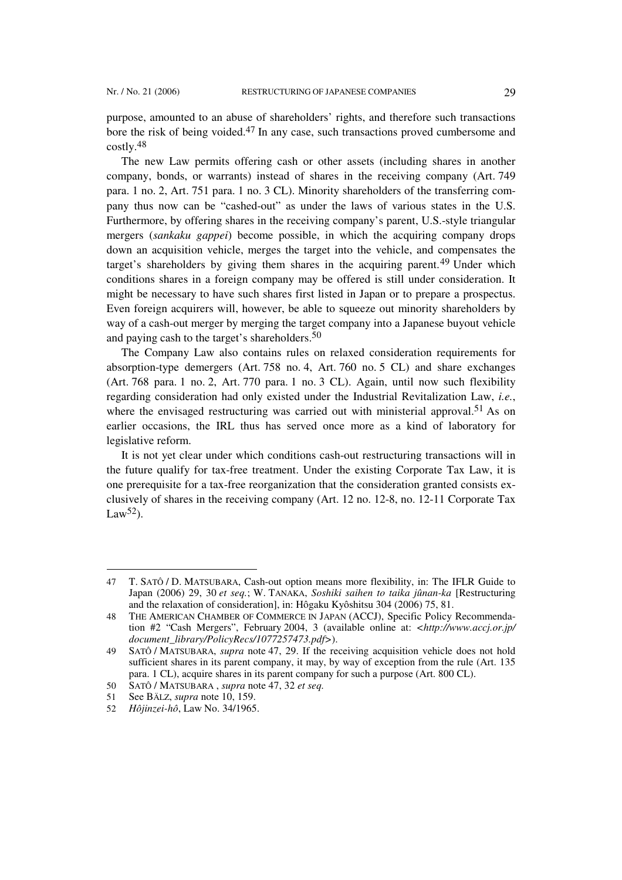purpose, amounted to an abuse of shareholders' rights, and therefore such transactions bore the risk of being voided.[47] In any case, such transactions proved cumbersome and costly.[48]

The new Law permits offering cash or other assets (including shares in another company, bonds, or warrants) instead of shares in the receiving company (Art. 749 para. 1 no. 2, Art. 751 para. 1 no. 3 CL). Minority shareholders of the transferring company thus now can be "cashed-out" as under the laws of various states in the U.S. Furthermore, by offering shares in the receiving company's parent, U.S.-style triangular mergers (*sankaku gappei*) become possible, in which the acquiring company drops down an acquisition vehicle, merges the target into the vehicle, and compensates the target's shareholders by giving them shares in the acquiring parent.[49] Under which conditions shares in a foreign company may be offered is still under consideration. It might be necessary to have such shares first listed in Japan or to prepare a prospectus. Even foreign acquirers will, however, be able to squeeze out minority shareholders by way of a cash-out merger by merging the target company into a Japanese buyout vehicle and paying cash to the target's shareholders.[50]

The Company Law also contains rules on relaxed consideration requirements for absorption-type demergers (Art. 758 no. 4, Art. 760 no. 5 CL) and share exchanges (Art. 768 para. 1 no. 2, Art. 770 para. 1 no. 3 CL). Again, until now such flexibility regarding consideration had only existed under the Industrial Revitalization Law, *i.e.*, where the envisaged restructuring was carried out with ministerial approval.[51] As on earlier occasions, the IRL thus has served once more as a kind of laboratory for legislative reform.

It is not yet clear under which conditions cash-out restructuring transactions will in the future qualify for tax-free treatment. Under the existing Corporate Tax Law, it is one prerequisite for a tax-free reorganization that the consideration granted consists exclusively of shares in the receiving company (Art. 12 no. 12-8, no. 12-11 Corporate Tax Law[52]).

---

47 T. SATÔ / D. MATSUBARA, Cash-out option means more flexibility, in: The IFLR Guide to Japan (2006) 29, 30 *et seq.*; W. TANAKA, *Soshiki saihen to taika jûnan-ka* [Restructuring and the relaxation of consideration], in: Hôgaku Kyôshitsu 304 (2006) 75, 81.

48 THE AMERICAN CHAMBER OF COMMERCE IN JAPAN (ACCJ), Specific Policy Recommendation #2 "Cash Mergers", February 2004, 3 (available online at: <*http://www.accj.or.jp/document_library/PolicyRecs/1077257473.pdf*>).

49 SATÔ / MATSUBARA, *supra* note 47, 29. If the receiving acquisition vehicle does not hold sufficient shares in its parent company, it may, by way of exception from the rule (Art. 135 para. 1 CL), acquire shares in its parent company for such a purpose (Art. 800 CL).

50 SATÔ / MATSUBARA , *supra* note 47, 32 *et seq.*

51 See BÄLZ, *supra* note 10, 159.

52 *Hôjinzei-hô*, Law No. 34/1965.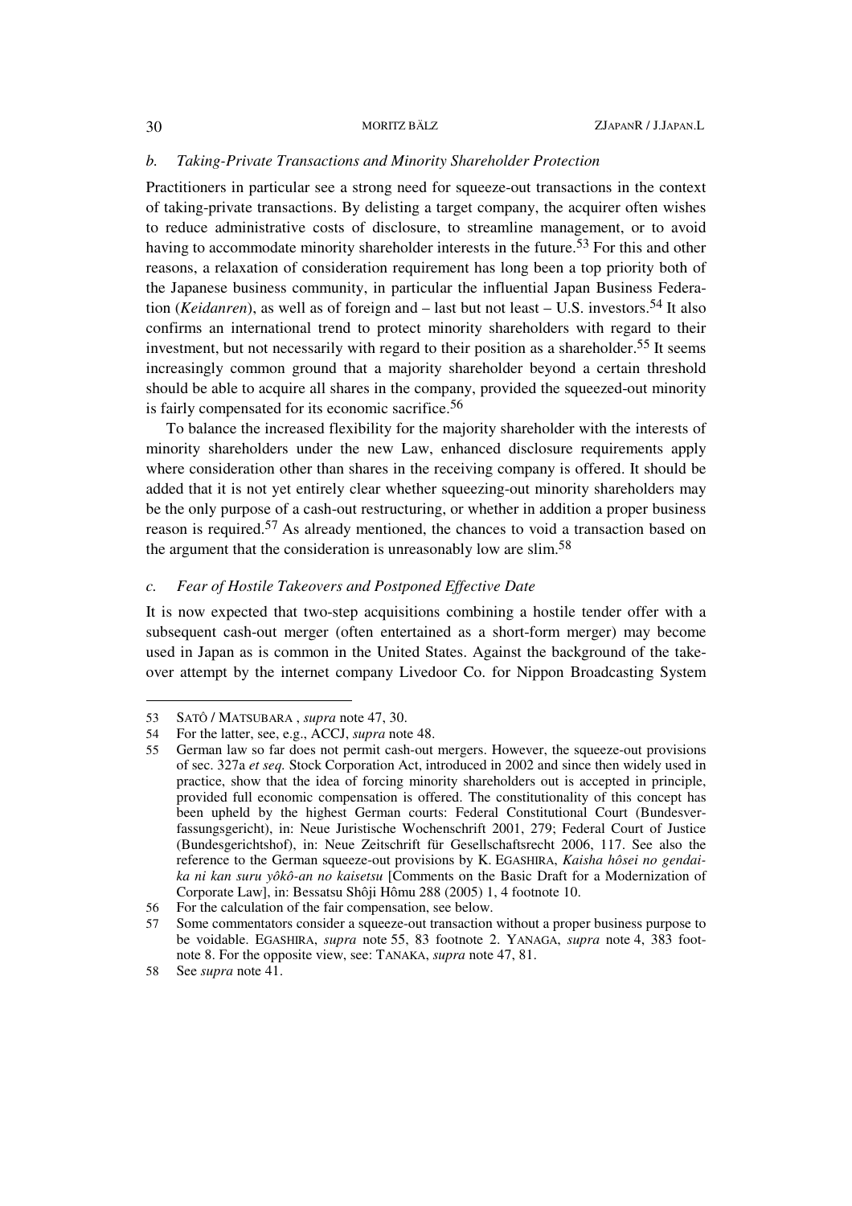### *b. Taking-Private Transactions and Minority Shareholder Protection*

Practitioners in particular see a strong need for squeeze-out transactions in the context of taking-private transactions. By delisting a target company, the acquirer often wishes to reduce administrative costs of disclosure, to streamline management, or to avoid having to accommodate minority shareholder interests in the future.[53] For this and other reasons, a relaxation of consideration requirement has long been a top priority both of the Japanese business community, in particular the influential Japan Business Federation (*Keidanren*), as well as of foreign and – last but not least – U.S. investors.[54] It also confirms an international trend to protect minority shareholders with regard to their investment, but not necessarily with regard to their position as a shareholder.[55] It seems increasingly common ground that a majority shareholder beyond a certain threshold should be able to acquire all shares in the company, provided the squeezed-out minority is fairly compensated for its economic sacrifice.[56]

To balance the increased flexibility for the majority shareholder with the interests of minority shareholders under the new Law, enhanced disclosure requirements apply where consideration other than shares in the receiving company is offered. It should be added that it is not yet entirely clear whether squeezing-out minority shareholders may be the only purpose of a cash-out restructuring, or whether in addition a proper business reason is required.[57] As already mentioned, the chances to void a transaction based on the argument that the consideration is unreasonably low are slim.[58]

### *c. Fear of Hostile Takeovers and Postponed Effective Date*

It is now expected that two-step acquisitions combining a hostile tender offer with a subsequent cash-out merger (often entertained as a short-form merger) may become used in Japan as is common in the United States. Against the background of the takeover attempt by the internet company Livedoor Co. for Nippon Broadcasting System

---

53 SATÔ / MATSUBARA , *supra* note 47, 30.

54 For the latter, see, e.g., ACCJ, *supra* note 48.

55 German law so far does not permit cash-out mergers. However, the squeeze-out provisions of sec. 327a *et seq.* Stock Corporation Act, introduced in 2002 and since then widely used in practice, show that the idea of forcing minority shareholders out is accepted in principle, provided full economic compensation is offered. The constitutionality of this concept has been upheld by the highest German courts: Federal Constitutional Court (Bundesverfassungsgericht), in: Neue Juristische Wochenschrift 2001, 279; Federal Court of Justice (Bundesgerichtshof), in: Neue Zeitschrift für Gesellschaftsrecht 2006, 117. See also the reference to the German squeeze-out provisions by K. EGASHIRA, *Kaisha hôsei no gendai-ka ni kan suru yôkô-an no kaisetsu* [Comments on the Basic Draft for a Modernization of Corporate Law], in: Bessatsu Shôji Hômu 288 (2005) 1, 4 footnote 10.

56 For the calculation of the fair compensation, see below.

57 Some commentators consider a squeeze-out transaction without a proper business purpose to be voidable. EGASHIRA, *supra* note 55, 83 footnote 2. YANAGA, *supra* note 4, 383 footnote 8. For the opposite view, see: TANAKA, *supra* note 47, 81.

58 See *supra* note 41.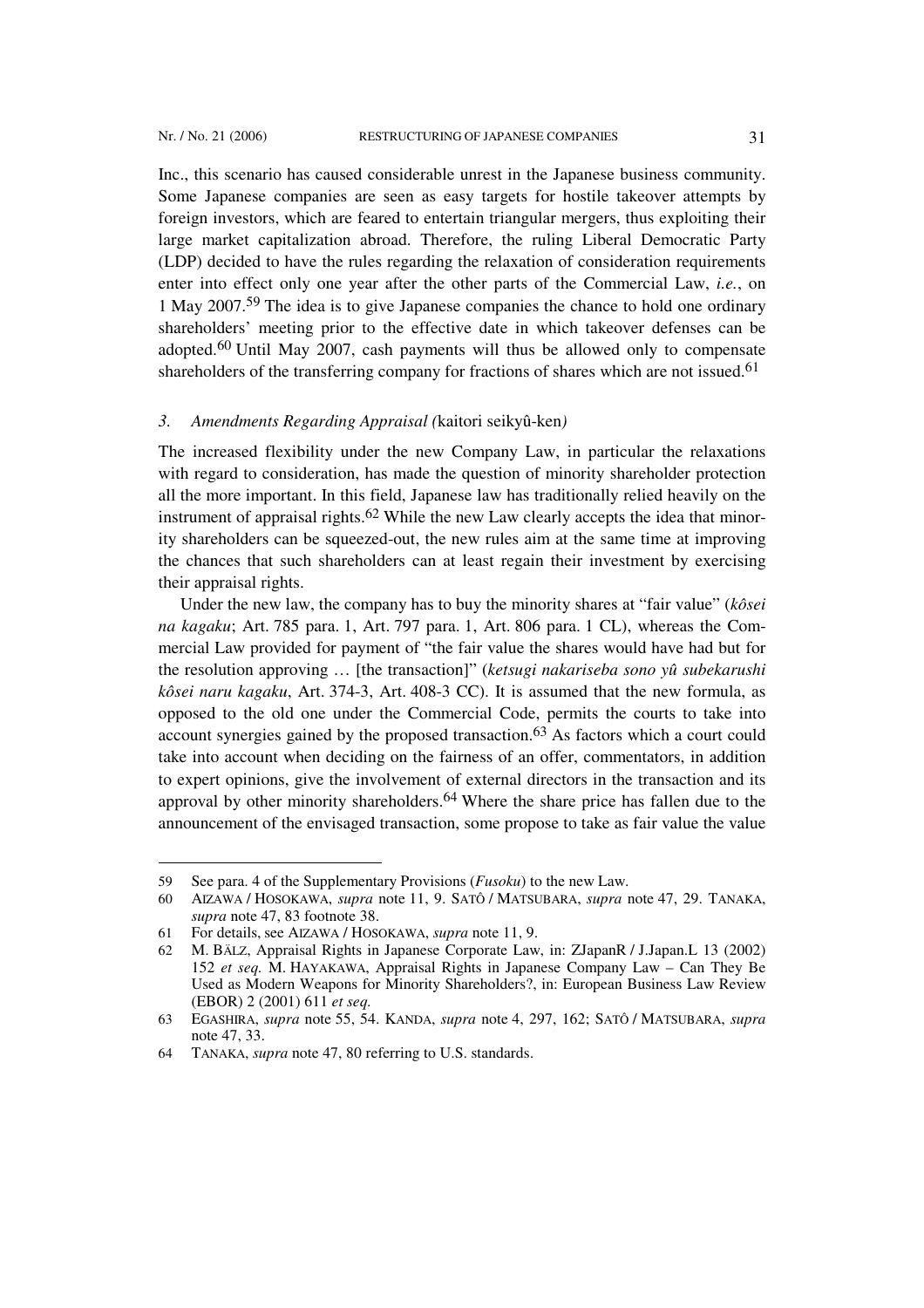Inc., this scenario has caused considerable unrest in the Japanese business community. Some Japanese companies are seen as easy targets for hostile takeover attempts by foreign investors, which are feared to entertain triangular mergers, thus exploiting their large market capitalization abroad. Therefore, the ruling Liberal Democratic Party (LDP) decided to have the rules regarding the relaxation of consideration requirements enter into effect only one year after the other parts of the Commercial Law, *i.e.*, on 1 May 2007.[59] The idea is to give Japanese companies the chance to hold one ordinary shareholders' meeting prior to the effective date in which takeover defenses can be adopted.[60] Until May 2007, cash payments will thus be allowed only to compensate shareholders of the transferring company for fractions of shares which are not issued.[61]

### *3. Amendments Regarding Appraisal (*kaitori seikyû-ken*)*

The increased flexibility under the new Company Law, in particular the relaxations with regard to consideration, has made the question of minority shareholder protection all the more important. In this field, Japanese law has traditionally relied heavily on the instrument of appraisal rights.[62] While the new Law clearly accepts the idea that minority shareholders can be squeezed-out, the new rules aim at the same time at improving the chances that such shareholders can at least regain their investment by exercising their appraisal rights.

Under the new law, the company has to buy the minority shares at "fair value" (*kôsei na kagaku*; Art. 785 para. 1, Art. 797 para. 1, Art. 806 para. 1 CL), whereas the Commercial Law provided for payment of "the fair value the shares would have had but for the resolution approving … [the transaction]" (*ketsugi nakariseba sono yû subekarushi kôsei naru kagaku*, Art. 374-3, Art. 408-3 CC). It is assumed that the new formula, as opposed to the old one under the Commercial Code, permits the courts to take into account synergies gained by the proposed transaction.[63] As factors which a court could take into account when deciding on the fairness of an offer, commentators, in addition to expert opinions, give the involvement of external directors in the transaction and its approval by other minority shareholders.[64] Where the share price has fallen due to the announcement of the envisaged transaction, some propose to take as fair value the value

---

59 See para. 4 of the Supplementary Provisions (*Fusoku*) to the new Law.

60 AIZAWA / HOSOKAWA, *supra* note 11, 9. SATÔ / MATSUBARA, *supra* note 47, 29. TANAKA, *supra* note 47, 83 footnote 38.

61 For details, see AIZAWA / HOSOKAWA, *supra* note 11, 9.

62 M. BÄLZ, Appraisal Rights in Japanese Corporate Law, in: ZJapanR / J.Japan.L 13 (2002) 152 *et seq.* M. HAYAKAWA, Appraisal Rights in Japanese Company Law – Can They Be Used as Modern Weapons for Minority Shareholders?, in: European Business Law Review (EBOR) 2 (2001) 611 *et seq.*

63 EGASHIRA, *supra* note 55, 54. KANDA, *supra* note 4, 297, 162; SATÔ / MATSUBARA, *supra* note 47, 33.

64 TANAKA, *supra* note 47, 80 referring to U.S. standards.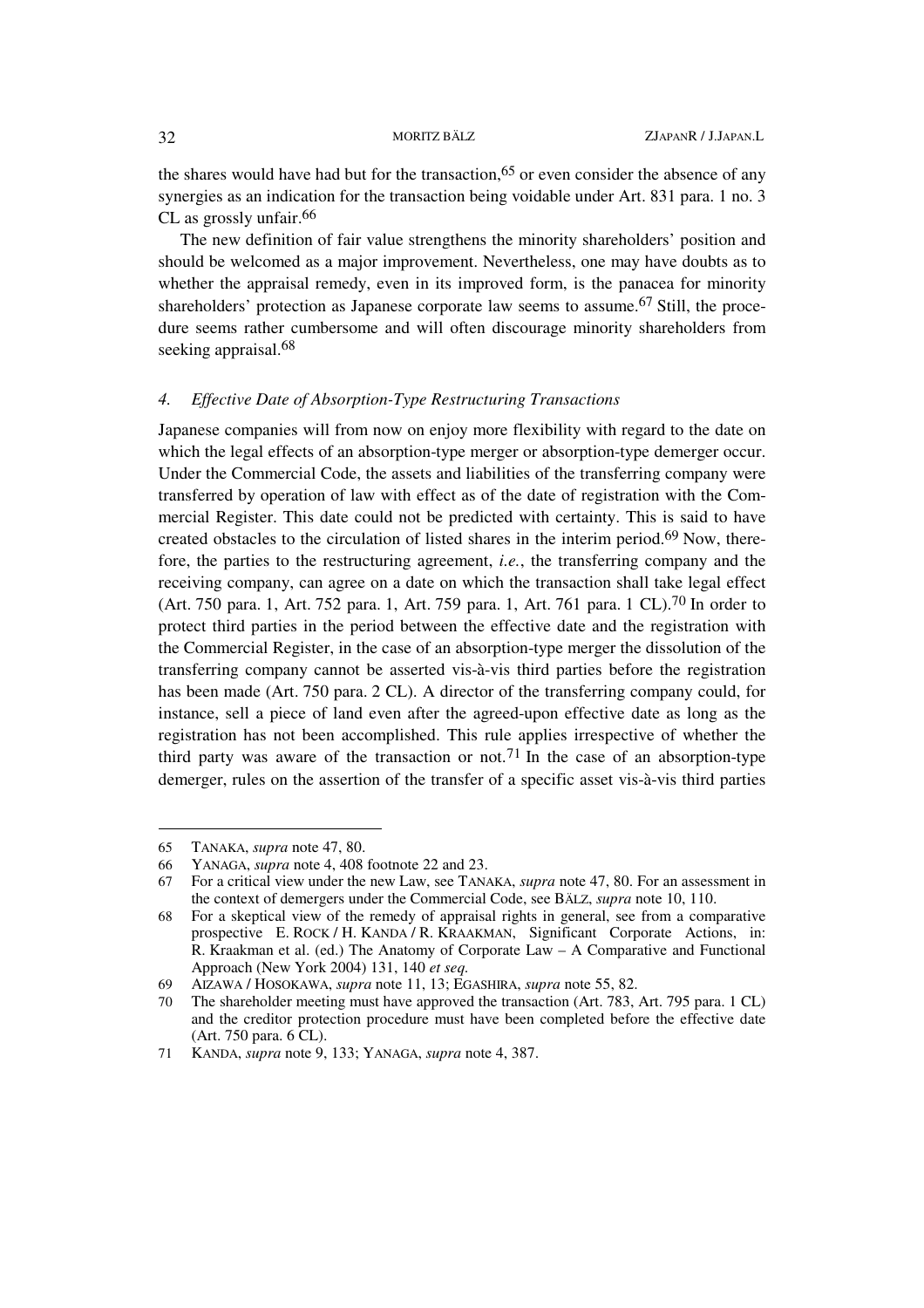the shares would have had but for the transaction,[65] or even consider the absence of any synergies as an indication for the transaction being voidable under Art. 831 para. 1 no. 3 CL as grossly unfair.[66]

The new definition of fair value strengthens the minority shareholders' position and should be welcomed as a major improvement. Nevertheless, one may have doubts as to whether the appraisal remedy, even in its improved form, is the panacea for minority shareholders' protection as Japanese corporate law seems to assume.[67] Still, the procedure seems rather cumbersome and will often discourage minority shareholders from seeking appraisal.[68]

#### *4. Effective Date of Absorption-Type Restructuring Transactions*

Japanese companies will from now on enjoy more flexibility with regard to the date on which the legal effects of an absorption-type merger or absorption-type demerger occur. Under the Commercial Code, the assets and liabilities of the transferring company were transferred by operation of law with effect as of the date of registration with the Commercial Register. This date could not be predicted with certainty. This is said to have created obstacles to the circulation of listed shares in the interim period.[69] Now, therefore, the parties to the restructuring agreement, *i.e.*, the transferring company and the receiving company, can agree on a date on which the transaction shall take legal effect (Art. 750 para. 1, Art. 752 para. 1, Art. 759 para. 1, Art. 761 para. 1 CL).[70] In order to protect third parties in the period between the effective date and the registration with the Commercial Register, in the case of an absorption-type merger the dissolution of the transferring company cannot be asserted vis-à-vis third parties before the registration has been made (Art. 750 para. 2 CL). A director of the transferring company could, for instance, sell a piece of land even after the agreed-upon effective date as long as the registration has not been accomplished. This rule applies irrespective of whether the third party was aware of the transaction or not.[71] In the case of an absorption-type demerger, rules on the assertion of the transfer of a specific asset vis-à-vis third parties

---

65 TANAKA, *supra* note 47, 80.

66 YANAGA, *supra* note 4, 408 footnote 22 and 23.

67 For a critical view under the new Law, see TANAKA, *supra* note 47, 80. For an assessment in the context of demergers under the Commercial Code, see BÄLZ, *supra* note 10, 110.

68 For a skeptical view of the remedy of appraisal rights in general, see from a comparative prospective E. ROCK / H. KANDA / R. KRAAKMAN, Significant Corporate Actions, in: R. Kraakman et al. (ed.) The Anatomy of Corporate Law – A Comparative and Functional Approach (New York 2004) 131, 140 *et seq.*

69 AIZAWA / HOSOKAWA, *supra* note 11, 13; EGASHIRA, *supra* note 55, 82.

70 The shareholder meeting must have approved the transaction (Art. 783, Art. 795 para. 1 CL) and the creditor protection procedure must have been completed before the effective date (Art. 750 para. 6 CL).

71 KANDA, *supra* note 9, 133; YANAGA, *supra* note 4, 387.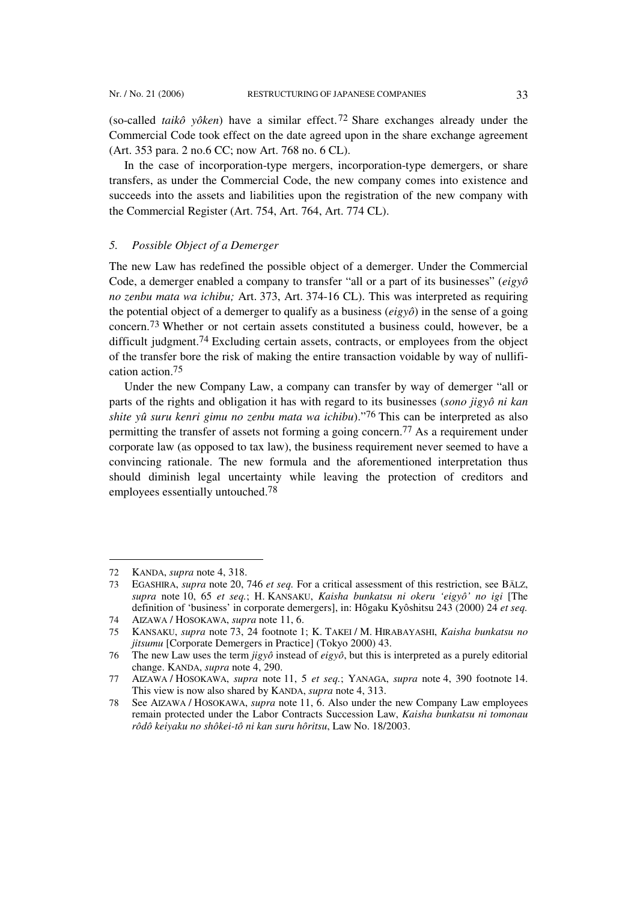(so-called *taikô yôken*) have a similar effect.[72] Share exchanges already under the Commercial Code took effect on the date agreed upon in the share exchange agreement (Art. 353 para. 2 no.6 CC; now Art. 768 no. 6 CL).

In the case of incorporation-type mergers, incorporation-type demergers, or share transfers, as under the Commercial Code, the new company comes into existence and succeeds into the assets and liabilities upon the registration of the new company with the Commercial Register (Art. 754, Art. 764, Art. 774 CL).

### 5. *Possible Object of a Demerger*

The new Law has redefined the possible object of a demerger. Under the Commercial Code, a demerger enabled a company to transfer "all or a part of its businesses" (*eigyô no zenbu mata wa ichibu;* Art. 373, Art. 374-16 CL). This was interpreted as requiring the potential object of a demerger to qualify as a business (*eigyô*) in the sense of a going concern.[73] Whether or not certain assets constituted a business could, however, be a difficult judgment.[74] Excluding certain assets, contracts, or employees from the object of the transfer bore the risk of making the entire transaction voidable by way of nullification action.[75]

Under the new Company Law, a company can transfer by way of demerger "all or parts of the rights and obligation it has with regard to its businesses (*sono jigyô ni kan shite yû suru kenri gimu no zenbu mata wa ichibu*)."[76] This can be interpreted as also permitting the transfer of assets not forming a going concern.[77] As a requirement under corporate law (as opposed to tax law), the business requirement never seemed to have a convincing rationale. The new formula and the aforementioned interpretation thus should diminish legal uncertainty while leaving the protection of creditors and employees essentially untouched.[78]

---

72 KANDA, *supra* note 4, 318.

73 EGASHIRA, *supra* note 20, 746 *et seq.* For a critical assessment of this restriction, see BÄLZ, *supra* note 10, 65 *et seq.*; H. KANSAKU, *Kaisha bunkatsu ni okeru 'eigyô' no igi* [The definition of 'business' in corporate demergers], in: Hôgaku Kyôshitsu 243 (2000) 24 *et seq.*

74 AIZAWA / HOSOKAWA, *supra* note 11, 6.

75 KANSAKU, *supra* note 73, 24 footnote 1; K. TAKEI / M. HIRABAYASHI, *Kaisha bunkatsu no jitsumu* [Corporate Demergers in Practice] (Tokyo 2000) 43.

76 The new Law uses the term *jigyô* instead of *eigyô*, but this is interpreted as a purely editorial change. KANDA, *supra* note 4, 290.

77 AIZAWA / HOSOKAWA, *supra* note 11, 5 *et seq.*; YANAGA, *supra* note 4, 390 footnote 14. This view is now also shared by KANDA, *supra* note 4, 313.

78 See AIZAWA / HOSOKAWA, *supra* note 11, 6. Also under the new Company Law employees remain protected under the Labor Contracts Succession Law, *Kaisha bunkatsu ni tomonau rôdô keiyaku no shôkei-tô ni kan suru hôritsu*, Law No. 18/2003.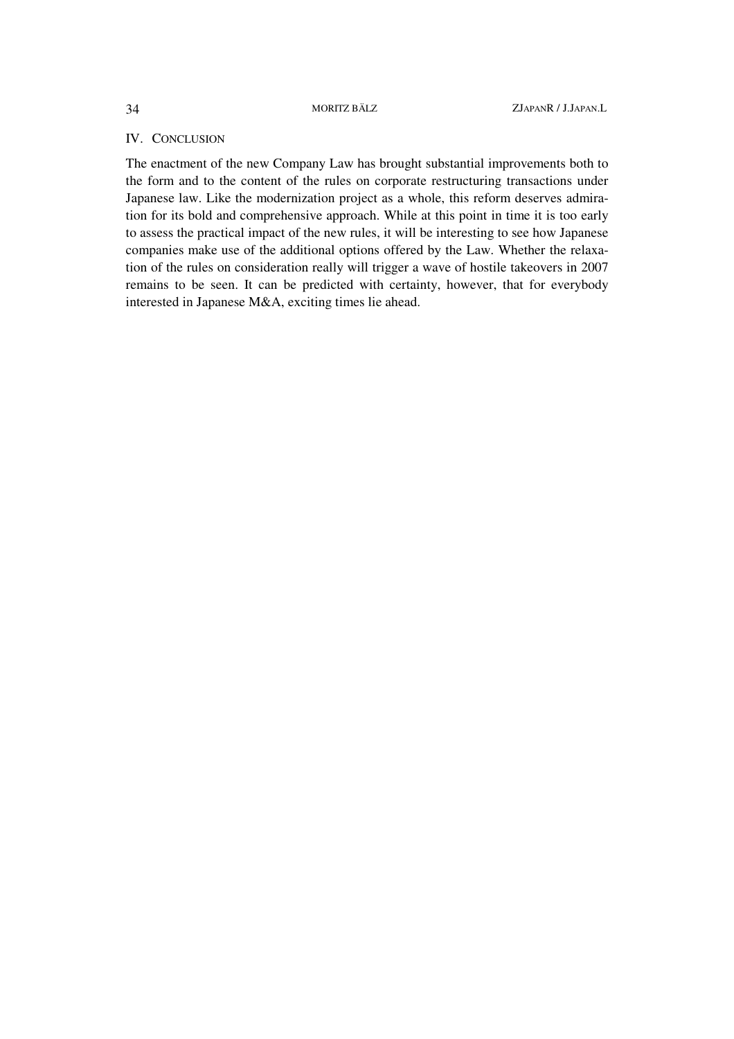## IV. CONCLUSION

The enactment of the new Company Law has brought substantial improvements both to the form and to the content of the rules on corporate restructuring transactions under Japanese law. Like the modernization project as a whole, this reform deserves admiration for its bold and comprehensive approach. While at this point in time it is too early to assess the practical impact of the new rules, it will be interesting to see how Japanese companies make use of the additional options offered by the Law. Whether the relaxation of the rules on consideration really will trigger a wave of hostile takeovers in 2007 remains to be seen. It can be predicted with certainty, however, that for everybody interested in Japanese M&A, exciting times lie ahead.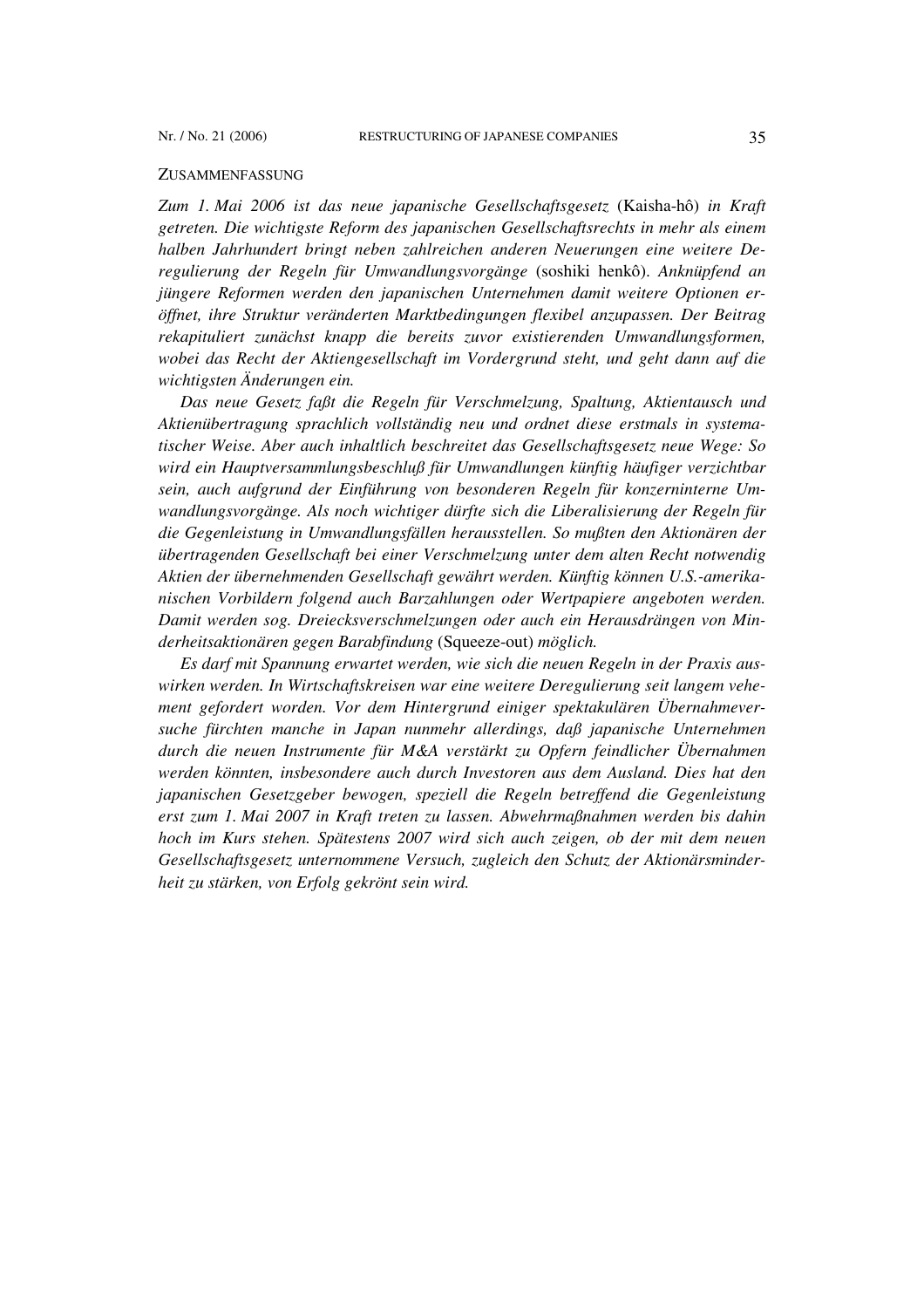## ZUSAMMENFASSUNG

*Zum 1. Mai 2006 ist das neue japanische Gesellschaftsgesetz* (Kaisha-hô) *in Kraft getreten. Die wichtigste Reform des japanischen Gesellschaftsrechts in mehr als einem halben Jahrhundert bringt neben zahlreichen anderen Neuerungen eine weitere Deregulierung der Regeln für Umwandlungsvorgänge* (soshiki henkô). *Anknüpfend an jüngere Reformen werden den japanischen Unternehmen damit weitere Optionen eröffnet, ihre Struktur veränderten Marktbedingungen flexibel anzupassen. Der Beitrag rekapituliert zunächst knapp die bereits zuvor existierenden Umwandlungsformen, wobei das Recht der Aktiengesellschaft im Vordergrund steht, und geht dann auf die wichtigsten Änderungen ein.*

*Das neue Gesetz faßt die Regeln für Verschmelzung, Spaltung, Aktientausch und Aktienübertragung sprachlich vollständig neu und ordnet diese erstmals in systematischer Weise. Aber auch inhaltlich beschreitet das Gesellschaftsgesetz neue Wege: So wird ein Hauptversammlungsbeschluß für Umwandlungen künftig häufiger verzichtbar sein, auch aufgrund der Einführung von besonderen Regeln für konzerninterne Umwandlungsvorgänge. Als noch wichtiger dürfte sich die Liberalisierung der Regeln für die Gegenleistung in Umwandlungsfällen herausstellen. So mußten den Aktionären der übertragenden Gesellschaft bei einer Verschmelzung unter dem alten Recht notwendig Aktien der übernehmenden Gesellschaft gewährt werden. Künftig können U.S.-amerikanischen Vorbildern folgend auch Barzahlungen oder Wertpapiere angeboten werden. Damit werden sog. Dreiecksverschmelzungen oder auch ein Herausdrängen von Minderheitsaktionären gegen Barabfindung* (Squeeze-out) *möglich.*

*Es darf mit Spannung erwartet werden, wie sich die neuen Regeln in der Praxis auswirken werden. In Wirtschaftskreisen war eine weitere Deregulierung seit langem vehement gefordert worden. Vor dem Hintergrund einiger spektakulären Übernahmeversuche fürchten manche in Japan nunmehr allerdings, daß japanische Unternehmen durch die neuen Instrumente für M&A verstärkt zu Opfern feindlicher Übernahmen werden könnten, insbesondere auch durch Investoren aus dem Ausland. Dies hat den japanischen Gesetzgeber bewogen, speziell die Regeln betreffend die Gegenleistung erst zum 1. Mai 2007 in Kraft treten zu lassen. Abwehrmaßnahmen werden bis dahin hoch im Kurs stehen. Spätestens 2007 wird sich auch zeigen, ob der mit dem neuen Gesellschaftsgesetz unternommene Versuch, zugleich den Schutz der Aktionärsminderheit zu stärken, von Erfolg gekrönt sein wird.*